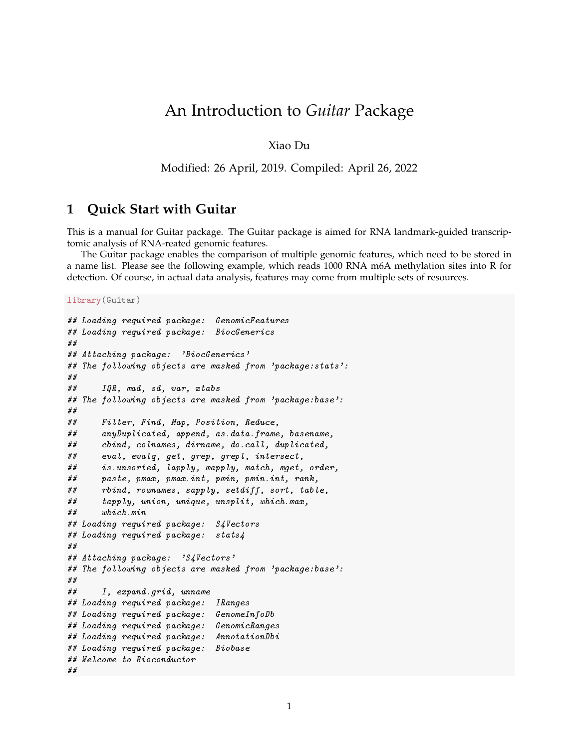# An Introduction to *Guitar* Package

Xiao Du

Modified: 26 April, 2019. Compiled: April 26, 2022

## 1 Quick Start with Guitar

This is a manual for Guitar package. The Guitar package is aimed for RNA landmark-guided transcriptomic analysis of RNA-reated genomic features.

The Guitar package enables the comparison of multiple genomic features, which need to be stored in a name list. Please see the following example, which reads 1000 RNA m6A methylation sites into R for detection. Of course, in actual data analysis, features may come from multiple sets of resources.

```
library(Guitar)

## Loading required package:  GenomicFeatures
## Loading required package:  BiocGenerics
##
## Attaching package:  'BiocGenerics'
## The following objects are masked from 'package:stats':
##
##     IQR, mad, sd, var, xtabs
## The following objects are masked from 'package:base':
##
##     Filter, Find, Map, Position, Reduce,
##     anyDuplicated, append, as.data.frame, basename,
##     cbind, colnames, dirname, do.call, duplicated,
##     eval, evalq, get, grep, grepl, intersect,
##     is.unsorted, lapply, mapply, match, mget, order,
##     paste, pmax, pmax.int, pmin, pmin.int, rank,
##     rbind, rownames, sapply, setdiff, sort, table,
##     tapply, union, unique, unsplit, which.max,
##     which.min
## Loading required package:  S4Vectors
## Loading required package:  stats4
##
## Attaching package:  'S4Vectors'
## The following objects are masked from 'package:base':
##
##     I, expand.grid, unname
## Loading required package:  IRanges
## Loading required package:  GenomeInfoDb
## Loading required package:  GenomicRanges
## Loading required package:  AnnotationDbi
## Loading required package:  Biobase
## Welcome to Bioconductor
##
```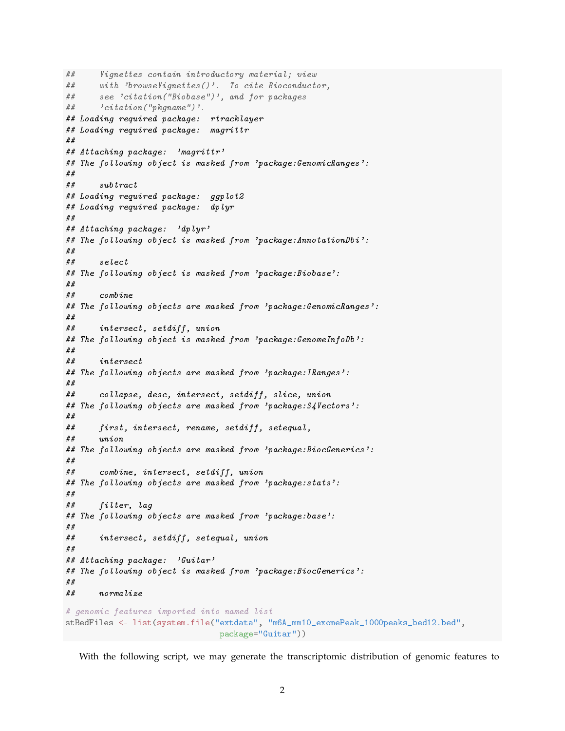```
##     Vignettes contain introductory material; view
##     with 'browseVignettes()'.  To cite Bioconductor,
##     see 'citation("Biobase")', and for packages
##     'citation("pkgname")'.
## Loading required package:  rtracklayer
## Loading required package:  magrittr
##
## Attaching package:  'magrittr'
## The following object is masked from 'package:GenomicRanges':
##
##     subtract
## Loading required package:  ggplot2
## Loading required package:  dplyr
##
## Attaching package:  'dplyr'
## The following object is masked from 'package:AnnotationDbi':
##
##     select
## The following object is masked from 'package:Biobase':
##
##     combine
## The following objects are masked from 'package:GenomicRanges':
##
##     intersect, setdiff, union
## The following object is masked from 'package:GenomeInfoDb':
##
##     intersect
## The following objects are masked from 'package:IRanges':
##
##     collapse, desc, intersect, setdiff, slice, union
## The following objects are masked from 'package:S4Vectors':
##
##     first, intersect, rename, setdiff, setequal,
##     union
## The following objects are masked from 'package:BiocGenerics':
##
##     combine, intersect, setdiff, union
## The following objects are masked from 'package:stats':
##
##     filter, lag
## The following objects are masked from 'package:base':
##
##     intersect, setdiff, setequal, union
##
## Attaching package:  'Guitar'
## The following object is masked from 'package:BiocGenerics':
##
##     normalize
```

```
# genomic features imported into named list
stBedFiles <- list(system.file("extdata", "m6A_mm10_exomePeak_1000peaks_bed12.bed",
                               package="Guitar"))
```

With the following script, we may generate the transcriptomic distribution of genomic features to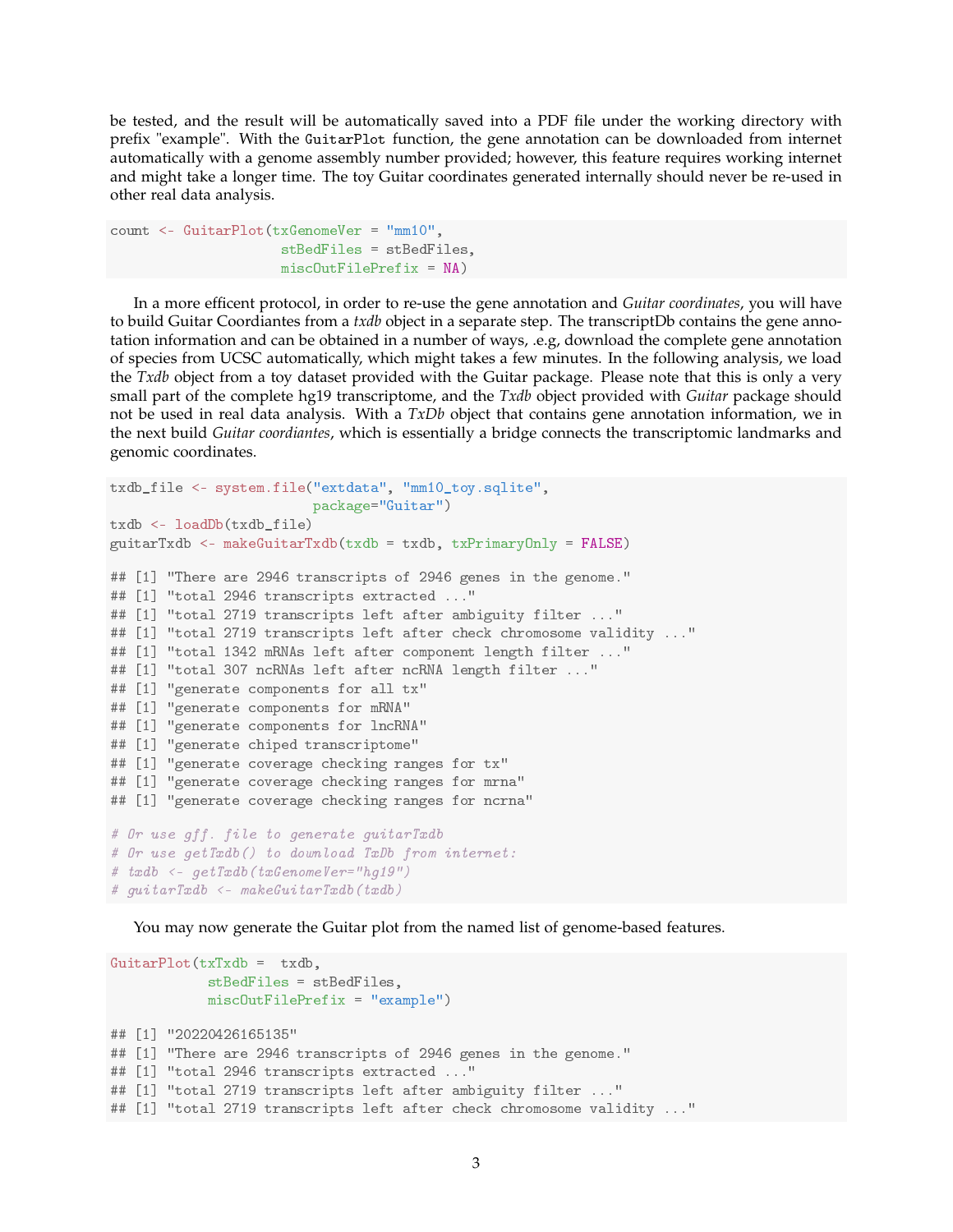be tested, and the result will be automatically saved into a PDF file under the working directory with prefix "example". With the `GuitarPlot` function, the gene annotation can be downloaded from internet automatically with a genome assembly number provided; however, this feature requires working internet and might take a longer time. The toy Guitar coordinates generated internally should never be re-used in other real data analysis.

```
count <- GuitarPlot(txGenomeVer = "mm10",
                    stBedFiles = stBedFiles,
                    miscOutFilePrefix = NA)
```

In a more efficent protocol, in order to re-use the gene annotation and *Guitar coordinates*, you will have to build Guitar Coordiantes from a *txdb* object in a separate step. The transcriptDb contains the gene annotation information and can be obtained in a number of ways, .e.g, download the complete gene annotation of species from UCSC automatically, which might takes a few minutes. In the following analysis, we load the *Txdb* object from a toy dataset provided with the Guitar package. Please note that this is only a very small part of the complete hg19 transcriptome, and the *Txdb* object provided with *Guitar* package should not be used in real data analysis. With a *TxDb* object that contains gene annotation information, we in the next build *Guitar coordiantes*, which is essentially a bridge connects the transcriptomic landmarks and genomic coordinates.

```
txdb_file <- system.file("extdata", "mm10_toy.sqlite",
                         package="Guitar")
txdb <- loadDb(txdb_file)
guitarTxdb <- makeGuitarTxdb(txdb = txdb, txPrimaryOnly = FALSE)

## [1] "There are 2946 transcripts of 2946 genes in the genome."
## [1] "total 2946 transcripts extracted ..."
## [1] "total 2719 transcripts left after ambiguity filter ..."
## [1] "total 2719 transcripts left after check chromosome validity ..."
## [1] "total 1342 mRNAs left after component length filter ..."
## [1] "total 307 ncRNAs left after ncRNA length filter ..."
## [1] "generate components for all tx"
## [1] "generate components for mRNA"
## [1] "generate components for lncRNA"
## [1] "generate chiped transcriptome"
## [1] "generate coverage checking ranges for tx"
## [1] "generate coverage checking ranges for mrna"
## [1] "generate coverage checking ranges for ncrna"

# Or use gff. file to generate guitarTxdb
# Or use getTxdb() to download TxDb from internet:
# txdb <- getTxdb(txGenomeVer="hg19")
# guitarTxdb <- makeGuitarTxdb(txdb)
```

You may now generate the Guitar plot from the named list of genome-based features.

```
GuitarPlot(txTxdb =  txdb,
           stBedFiles = stBedFiles,
           miscOutFilePrefix = "example")

## [1] "20220426165135"
## [1] "There are 2946 transcripts of 2946 genes in the genome."
## [1] "total 2946 transcripts extracted ..."
## [1] "total 2719 transcripts left after ambiguity filter ..."
## [1] "total 2719 transcripts left after check chromosome validity ..."
```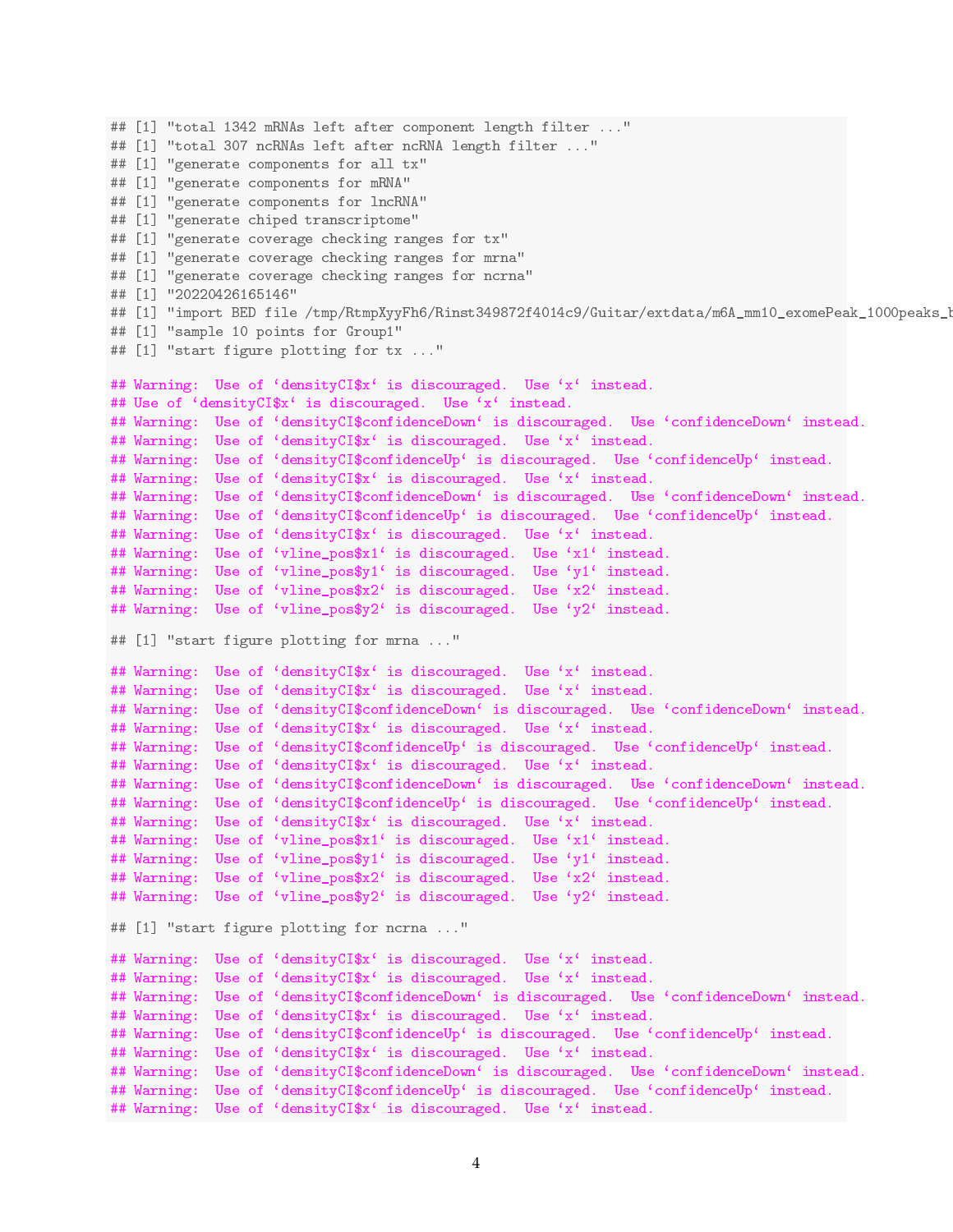```
## [1] "total 1342 mRNAs left after component length filter ..."
## [1] "total 307 ncRNAs left after ncRNA length filter ..."
## [1] "generate components for all tx"
## [1] "generate components for mRNA"
## [1] "generate components for lncRNA"
## [1] "generate chiped transcriptome"
## [1] "generate coverage checking ranges for tx"
## [1] "generate coverage checking ranges for mrna"
## [1] "generate coverage checking ranges for ncrna"
## [1] "20220426165146"
## [1] "import BED file /tmp/RtmpXyyFh6/Rinst349872f4014c9/Guitar/extdata/m6A_mm10_exomePeak_1000peaks_b
## [1] "sample 10 points for Group1"
## [1] "start figure plotting for tx ..."

## Warning:  Use of `densityCI$x` is discouraged.  Use `x` instead.
## Use of `densityCI$x` is discouraged.  Use `x` instead.
## Warning:  Use of `densityCI$confidenceDown` is discouraged.  Use `confidenceDown` instead.
## Warning:  Use of `densityCI$x` is discouraged.  Use `x` instead.
## Warning:  Use of `densityCI$confidenceUp` is discouraged.  Use `confidenceUp` instead.
## Warning:  Use of `densityCI$x` is discouraged.  Use `x` instead.
## Warning:  Use of `densityCI$confidenceDown` is discouraged.  Use `confidenceDown` instead.
## Warning:  Use of `densityCI$confidenceUp` is discouraged.  Use `confidenceUp` instead.
## Warning:  Use of `densityCI$x` is discouraged.  Use `x` instead.
## Warning:  Use of `vline_pos$x1` is discouraged.  Use `x1` instead.
## Warning:  Use of `vline_pos$y1` is discouraged.  Use `y1` instead.
## Warning:  Use of `vline_pos$x2` is discouraged.  Use `x2` instead.
## Warning:  Use of `vline_pos$y2` is discouraged.  Use `y2` instead.

## [1] "start figure plotting for mrna ..."

## Warning:  Use of `densityCI$x` is discouraged.  Use `x` instead.
## Warning:  Use of `densityCI$x` is discouraged.  Use `x` instead.
## Warning:  Use of `densityCI$confidenceDown` is discouraged.  Use `confidenceDown` instead.
## Warning:  Use of `densityCI$x` is discouraged.  Use `x` instead.
## Warning:  Use of `densityCI$confidenceUp` is discouraged.  Use `confidenceUp` instead.
## Warning:  Use of `densityCI$x` is discouraged.  Use `x` instead.
## Warning:  Use of `densityCI$confidenceDown` is discouraged.  Use `confidenceDown` instead.
## Warning:  Use of `densityCI$confidenceUp` is discouraged.  Use `confidenceUp` instead.
## Warning:  Use of `densityCI$x` is discouraged.  Use `x` instead.
## Warning:  Use of `vline_pos$x1` is discouraged.  Use `x1` instead.
## Warning:  Use of `vline_pos$y1` is discouraged.  Use `y1` instead.
## Warning:  Use of `vline_pos$x2` is discouraged.  Use `x2` instead.
## Warning:  Use of `vline_pos$y2` is discouraged.  Use `y2` instead.

## [1] "start figure plotting for ncrna ..."

## Warning:  Use of `densityCI$x` is discouraged.  Use `x` instead.
## Warning:  Use of `densityCI$x` is discouraged.  Use `x` instead.
## Warning:  Use of `densityCI$confidenceDown` is discouraged.  Use `confidenceDown` instead.
## Warning:  Use of `densityCI$x` is discouraged.  Use `x` instead.
## Warning:  Use of `densityCI$confidenceUp` is discouraged.  Use `confidenceUp` instead.
## Warning:  Use of `densityCI$x` is discouraged.  Use `x` instead.
## Warning:  Use of `densityCI$confidenceDown` is discouraged.  Use `confidenceDown` instead.
## Warning:  Use of `densityCI$confidenceUp` is discouraged.  Use `confidenceUp` instead.
## Warning:  Use of `densityCI$x` is discouraged.  Use `x` instead.
```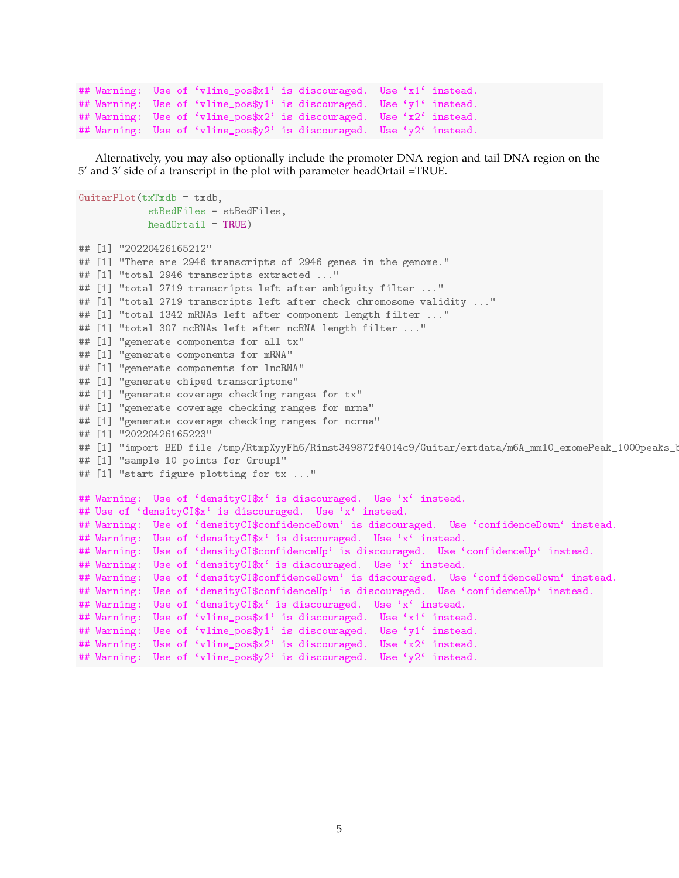```
## Warning:  Use of `vline_pos$x1` is discouraged.  Use `x1` instead.
## Warning:  Use of `vline_pos$y1` is discouraged.  Use `y1` instead.
## Warning:  Use of `vline_pos$x2` is discouraged.  Use `x2` instead.
## Warning:  Use of `vline_pos$y2` is discouraged.  Use `y2` instead.
```

Alternatively, you may also optionally include the promoter DNA region and tail DNA region on the 5′ and 3′ side of a transcript in the plot with parameter headOrtail =TRUE.

```
GuitarPlot(txTxdb = txdb,
           stBedFiles = stBedFiles,
           headOrtail = TRUE)

## [1] "20220426165212"
## [1] "There are 2946 transcripts of 2946 genes in the genome."
## [1] "total 2946 transcripts extracted ..."
## [1] "total 2719 transcripts left after ambiguity filter ..."
## [1] "total 2719 transcripts left after check chromosome validity ..."
## [1] "total 1342 mRNAs left after component length filter ..."
## [1] "total 307 ncRNAs left after ncRNA length filter ..."
## [1] "generate components for all tx"
## [1] "generate components for mRNA"
## [1] "generate components for lncRNA"
## [1] "generate chiped transcriptome"
## [1] "generate coverage checking ranges for tx"
## [1] "generate coverage checking ranges for mrna"
## [1] "generate coverage checking ranges for ncrna"
## [1] "20220426165223"
## [1] "import BED file /tmp/RtmpXyyFh6/Rinst349872f4014c9/Guitar/extdata/m6A_mm10_exomePeak_1000peaks_b
## [1] "sample 10 points for Group1"
## [1] "start figure plotting for tx ..."

## Warning:  Use of `densityCI$x` is discouraged.  Use `x` instead.
## Use of `densityCI$x` is discouraged.  Use `x` instead.
## Warning:  Use of `densityCI$confidenceDown` is discouraged.  Use `confidenceDown` instead.
## Warning:  Use of `densityCI$x` is discouraged.  Use `x` instead.
## Warning:  Use of `densityCI$confidenceUp` is discouraged.  Use `confidenceUp` instead.
## Warning:  Use of `densityCI$x` is discouraged.  Use `x` instead.
## Warning:  Use of `densityCI$confidenceDown` is discouraged.  Use `confidenceDown` instead.
## Warning:  Use of `densityCI$confidenceUp` is discouraged.  Use `confidenceUp` instead.
## Warning:  Use of `densityCI$x` is discouraged.  Use `x` instead.
## Warning:  Use of `vline_pos$x1` is discouraged.  Use `x1` instead.
## Warning:  Use of `vline_pos$y1` is discouraged.  Use `y1` instead.
## Warning:  Use of `vline_pos$x2` is discouraged.  Use `x2` instead.
## Warning:  Use of `vline_pos$y2` is discouraged.  Use `y2` instead.
```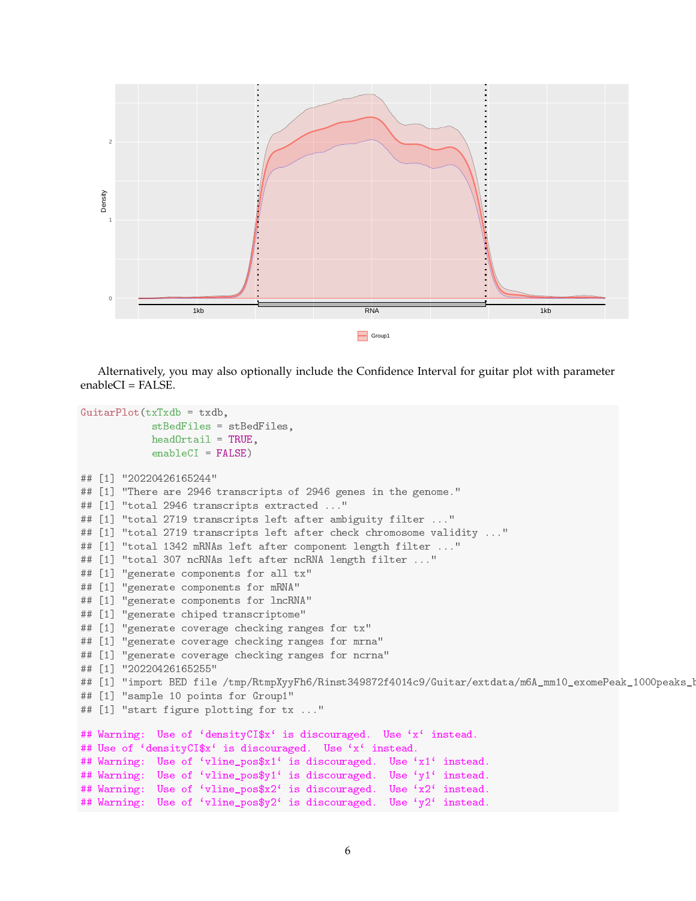Alternatively, you may also optionally include the Confidence Interval for guitar plot with parameter enableCI = FALSE.

```
GuitarPlot(txTxdb = txdb,
           stBedFiles = stBedFiles,
           headOrtail = TRUE,
           enableCI = FALSE)

## [1] "20220426165244"
## [1] "There are 2946 transcripts of 2946 genes in the genome."
## [1] "total 2946 transcripts extracted ..."
## [1] "total 2719 transcripts left after ambiguity filter ..."
## [1] "total 2719 transcripts left after check chromosome validity ..."
## [1] "total 1342 mRNAs left after component length filter ..."
## [1] "total 307 ncRNAs left after ncRNA length filter ..."
## [1] "generate components for all tx"
## [1] "generate components for mRNA"
## [1] "generate components for lncRNA"
## [1] "generate chiped transcriptome"
## [1] "generate coverage checking ranges for tx"
## [1] "generate coverage checking ranges for mrna"
## [1] "generate coverage checking ranges for ncrna"
## [1] "20220426165255"
## [1] "import BED file /tmp/RtmpXyyFh6/Rinst349872f4014c9/Guitar/extdata/m6A_mm10_exomePeak_1000peaks_b
## [1] "sample 10 points for Group1"
## [1] "start figure plotting for tx ..."

## Warning:  Use of `densityCI$x` is discouraged.  Use `x` instead.
## Use of `densityCI$x` is discouraged.  Use `x` instead.
## Warning:  Use of `vline_pos$x1` is discouraged.  Use `x1` instead.
## Warning:  Use of `vline_pos$y1` is discouraged.  Use `y1` instead.
## Warning:  Use of `vline_pos$x2` is discouraged.  Use `x2` instead.
## Warning:  Use of `vline_pos$y2` is discouraged.  Use `y2` instead.
```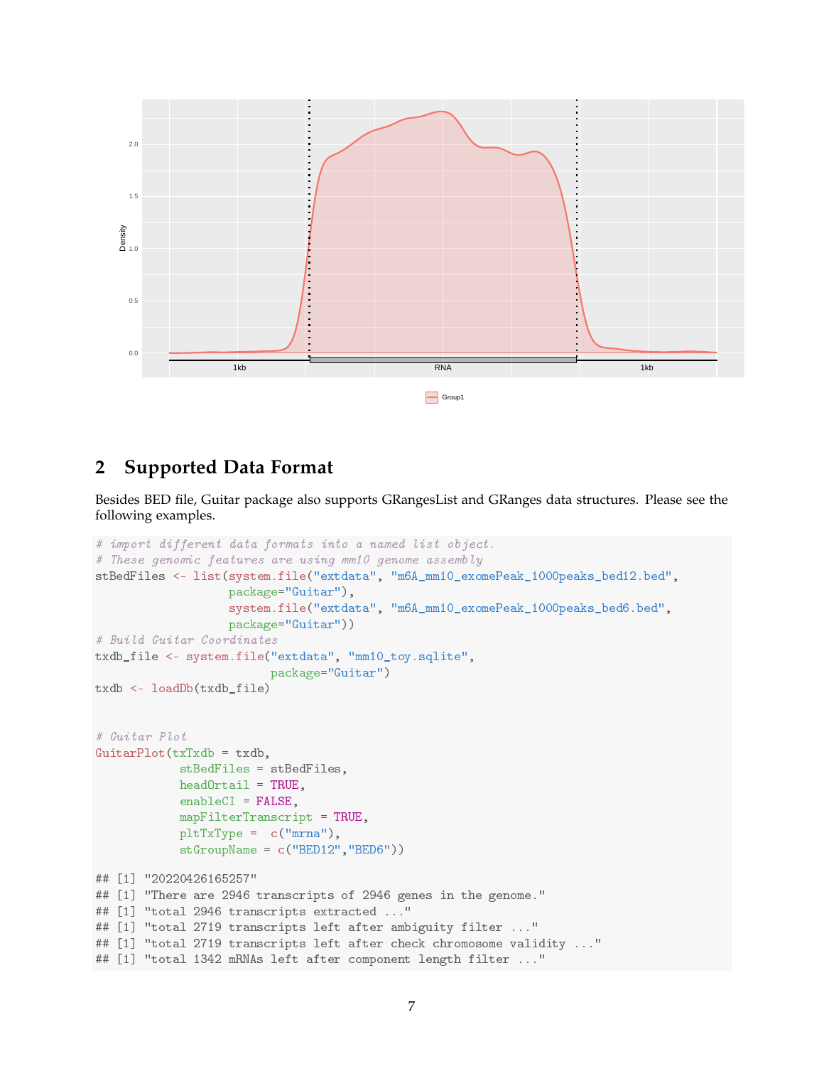## 2 Supported Data Format

Besides BED file, Guitar package also supports GRangesList and GRanges data structures. Please see the following examples.

```
# import different data formats into a named list object.
# These genomic features are using mm10 genome assembly
stBedFiles <- list(system.file("extdata", "m6A_mm10_exomePeak_1000peaks_bed12.bed",
                   package="Guitar"),
                   system.file("extdata", "m6A_mm10_exomePeak_1000peaks_bed6.bed",
                   package="Guitar"))
# Build Guitar Coordinates
txdb_file <- system.file("extdata", "mm10_toy.sqlite",
                         package="Guitar")
txdb <- loadDb(txdb_file)


# Guitar Plot
GuitarPlot(txTxdb = txdb,
           stBedFiles = stBedFiles,
           headOrtail = TRUE,
           enableCI = FALSE,
           mapFilterTranscript = TRUE,
           pltTxType =  c("mrna"),
           stGroupName = c("BED12","BED6"))

## [1] "20220426165257"
## [1] "There are 2946 transcripts of 2946 genes in the genome."
## [1] "total 2946 transcripts extracted ..."
## [1] "total 2719 transcripts left after ambiguity filter ..."
## [1] "total 2719 transcripts left after check chromosome validity ..."
## [1] "total 1342 mRNAs left after component length filter ..."
```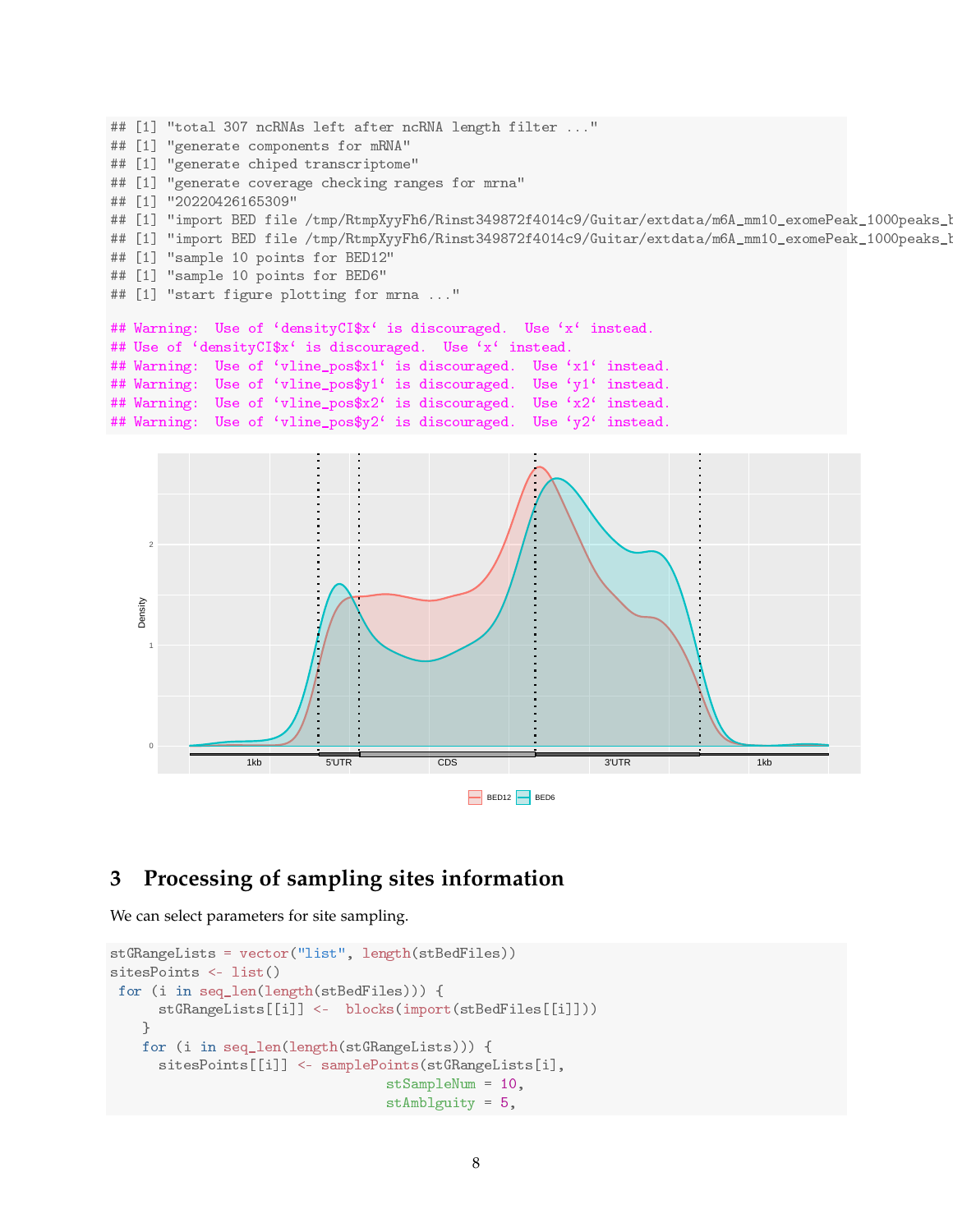```
## [1] "total 307 ncRNAs left after ncRNA length filter ..."
## [1] "generate components for mRNA"
## [1] "generate chiped transcriptome"
## [1] "generate coverage checking ranges for mrna"
## [1] "20220426165309"
## [1] "import BED file /tmp/RtmpXyyFh6/Rinst349872f4014c9/Guitar/extdata/m6A_mm10_exomePeak_1000peaks_b
## [1] "import BED file /tmp/RtmpXyyFh6/Rinst349872f4014c9/Guitar/extdata/m6A_mm10_exomePeak_1000peaks_b
## [1] "sample 10 points for BED12"
## [1] "sample 10 points for BED6"
## [1] "start figure plotting for mrna ..."
```

```
## Warning:  Use of `densityCI$x` is discouraged.  Use `x` instead.
## Use of `densityCI$x` is discouraged.  Use `x` instead.
## Warning:  Use of `vline_pos$x1` is discouraged.  Use `x1` instead.
## Warning:  Use of `vline_pos$y1` is discouraged.  Use `y1` instead.
## Warning:  Use of `vline_pos$x2` is discouraged.  Use `x2` instead.
## Warning:  Use of `vline_pos$y2` is discouraged.  Use `y2` instead.
```

## 3 Processing of sampling sites information

We can select parameters for site sampling.

```
stGRangeLists = vector("list", length(stBedFiles))
sitesPoints <- list()
 for (i in seq_len(length(stBedFiles))) {
      stGRangeLists[[i]] <-  blocks(import(stBedFiles[[i]]))
    }
    for (i in seq_len(length(stGRangeLists))) {
      sitesPoints[[i]] <- samplePoints(stGRangeLists[i],
                                  stSampleNum = 10,
                                  stAmblguity = 5,
```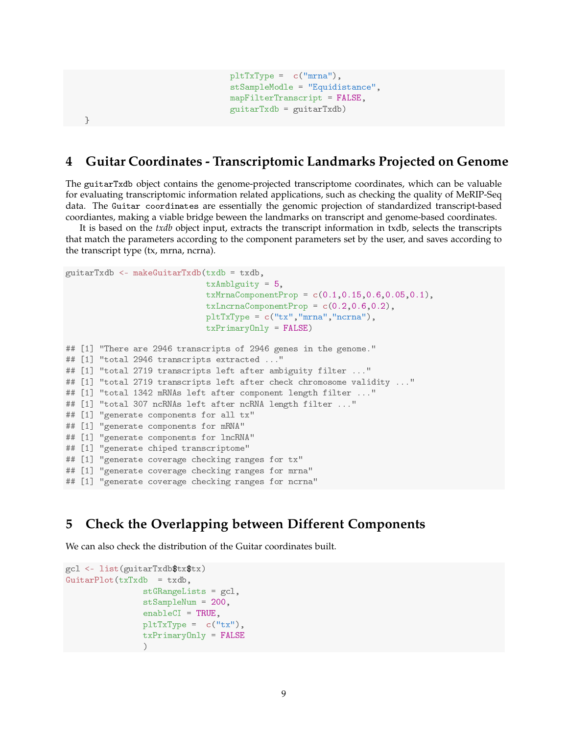```
                                pltTxType =  c("mrna"),
                                stSampleModle = "Equidistance",
                                mapFilterTranscript = FALSE,
                                guitarTxdb = guitarTxdb)
    }
```

# 4 Guitar Coordinates - Transcriptomic Landmarks Projected on Genome

The `guitarTxdb` object contains the genome-projected transcriptome coordinates, which can be valuable for evaluating transcriptomic information related applications, such as checking the quality of MeRIP-Seq data. The `Guitar coordinates` are essentially the genomic projection of standardized transcript-based coordiantes, making a viable bridge beween the landmarks on transcript and genome-based coordinates.

It is based on the *txdb* object input, extracts the transcript information in txdb, selects the transcripts that match the parameters according to the component parameters set by the user, and saves according to the transcript type (tx, mrna, ncrna).

```
guitarTxdb <- makeGuitarTxdb(txdb = txdb,
                             txAmblguity = 5,
                             txMrnaComponentProp = c(0.1,0.15,0.6,0.05,0.1),
                             txLncrnaComponentProp = c(0.2,0.6,0.2),
                             pltTxType = c("tx","mrna","ncrna"),
                             txPrimaryOnly = FALSE)

## [1] "There are 2946 transcripts of 2946 genes in the genome."
## [1] "total 2946 transcripts extracted ..."
## [1] "total 2719 transcripts left after ambiguity filter ..."
## [1] "total 2719 transcripts left after check chromosome validity ..."
## [1] "total 1342 mRNAs left after component length filter ..."
## [1] "total 307 ncRNAs left after ncRNA length filter ..."
## [1] "generate components for all tx"
## [1] "generate components for mRNA"
## [1] "generate components for lncRNA"
## [1] "generate chiped transcriptome"
## [1] "generate coverage checking ranges for tx"
## [1] "generate coverage checking ranges for mrna"
## [1] "generate coverage checking ranges for ncrna"
```

# 5 Check the Overlapping between Different Components

We can also check the distribution of the Guitar coordinates built.

```
gcl <- list(guitarTxdb$tx$tx)
GuitarPlot(txTxdb  = txdb,
           stGRangeLists = gcl,
           stSampleNum = 200,
           enableCI = TRUE,
           pltTxType =  c("tx"),
           txPrimaryOnly = FALSE
           )
```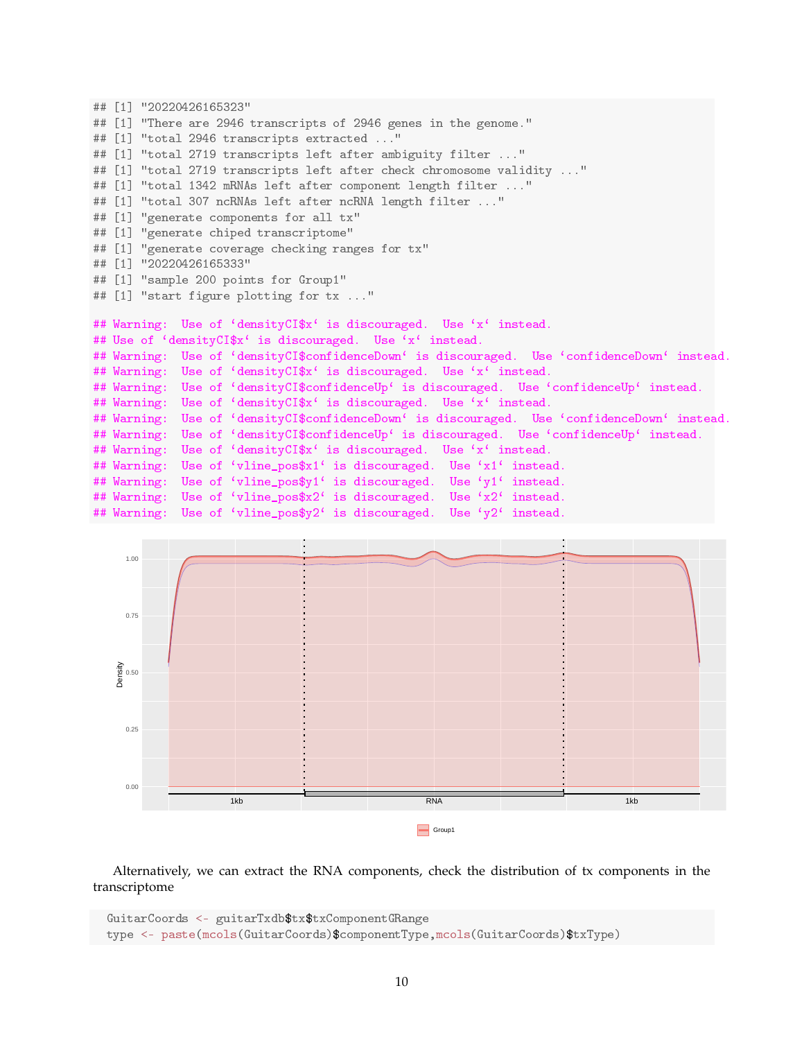```
## [1] "20220426165323"
## [1] "There are 2946 transcripts of 2946 genes in the genome."
## [1] "total 2946 transcripts extracted ..."
## [1] "total 2719 transcripts left after ambiguity filter ..."
## [1] "total 2719 transcripts left after check chromosome validity ..."
## [1] "total 1342 mRNAs left after component length filter ..."
## [1] "total 307 ncRNAs left after ncRNA length filter ..."
## [1] "generate components for all tx"
## [1] "generate chiped transcriptome"
## [1] "generate coverage checking ranges for tx"
## [1] "20220426165333"
## [1] "sample 200 points for Group1"
## [1] "start figure plotting for tx ..."
```

```
## Warning:  Use of `densityCI$x` is discouraged.  Use `x` instead.
## Use of `densityCI$x` is discouraged.  Use `x` instead.
## Warning:  Use of `densityCI$confidenceDown` is discouraged.  Use `confidenceDown` instead.
## Warning:  Use of `densityCI$x` is discouraged.  Use `x` instead.
## Warning:  Use of `densityCI$confidenceUp` is discouraged.  Use `confidenceUp` instead.
## Warning:  Use of `densityCI$x` is discouraged.  Use `x` instead.
## Warning:  Use of `densityCI$confidenceDown` is discouraged.  Use `confidenceDown` instead.
## Warning:  Use of `densityCI$confidenceUp` is discouraged.  Use `confidenceUp` instead.
## Warning:  Use of `densityCI$x` is discouraged.  Use `x` instead.
## Warning:  Use of `vline_pos$x1` is discouraged.  Use `x1` instead.
## Warning:  Use of `vline_pos$y1` is discouraged.  Use `y1` instead.
## Warning:  Use of `vline_pos$x2` is discouraged.  Use `x2` instead.
## Warning:  Use of `vline_pos$y2` is discouraged.  Use `y2` instead.
```

Alternatively, we can extract the RNA components, check the distribution of tx components in the transcriptome

```
GuitarCoords <- guitarTxdb$tx$txComponentGRange
type <- paste(mcols(GuitarCoords)$componentType,mcols(GuitarCoords)$txType)
```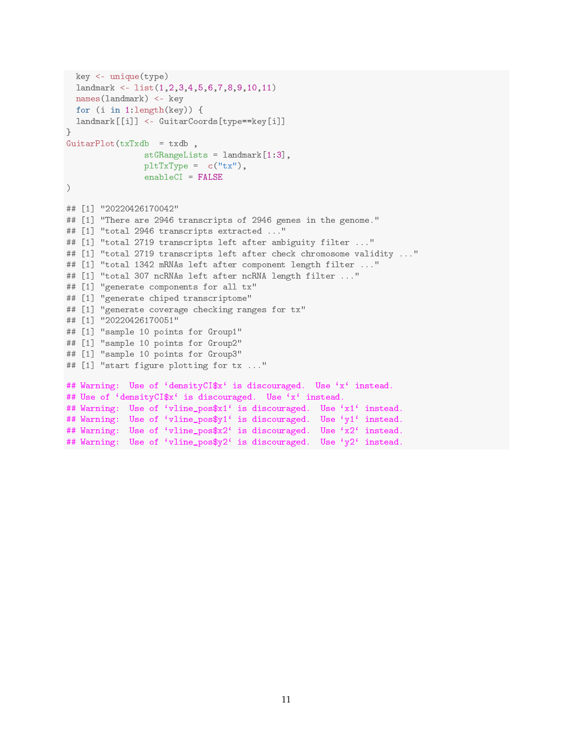```
  key <- unique(type)
  landmark <- list(1,2,3,4,5,6,7,8,9,10,11)
  names(landmark) <- key
  for (i in 1:length(key)) {
  landmark[[i]] <- GuitarCoords[type==key[i]]
}
GuitarPlot(txTxdb  = txdb ,
               stGRangeLists = landmark[1:3],
               pltTxType =  c("tx"),
               enableCI = FALSE
)

## [1] "20220426170042"
## [1] "There are 2946 transcripts of 2946 genes in the genome."
## [1] "total 2946 transcripts extracted ..."
## [1] "total 2719 transcripts left after ambiguity filter ..."
## [1] "total 2719 transcripts left after check chromosome validity ..."
## [1] "total 1342 mRNAs left after component length filter ..."
## [1] "total 307 ncRNAs left after ncRNA length filter ..."
## [1] "generate components for all tx"
## [1] "generate chiped transcriptome"
## [1] "generate coverage checking ranges for tx"
## [1] "20220426170051"
## [1] "sample 10 points for Group1"
## [1] "sample 10 points for Group2"
## [1] "sample 10 points for Group3"
## [1] "start figure plotting for tx ..."

## Warning:  Use of `densityCI$x` is discouraged.  Use `x` instead.
## Use of `densityCI$x` is discouraged.  Use `x` instead.
## Warning:  Use of `vline_pos$x1` is discouraged.  Use `x1` instead.
## Warning:  Use of `vline_pos$y1` is discouraged.  Use `y1` instead.
## Warning:  Use of `vline_pos$x2` is discouraged.  Use `x2` instead.
## Warning:  Use of `vline_pos$y2` is discouraged.  Use `y2` instead.
```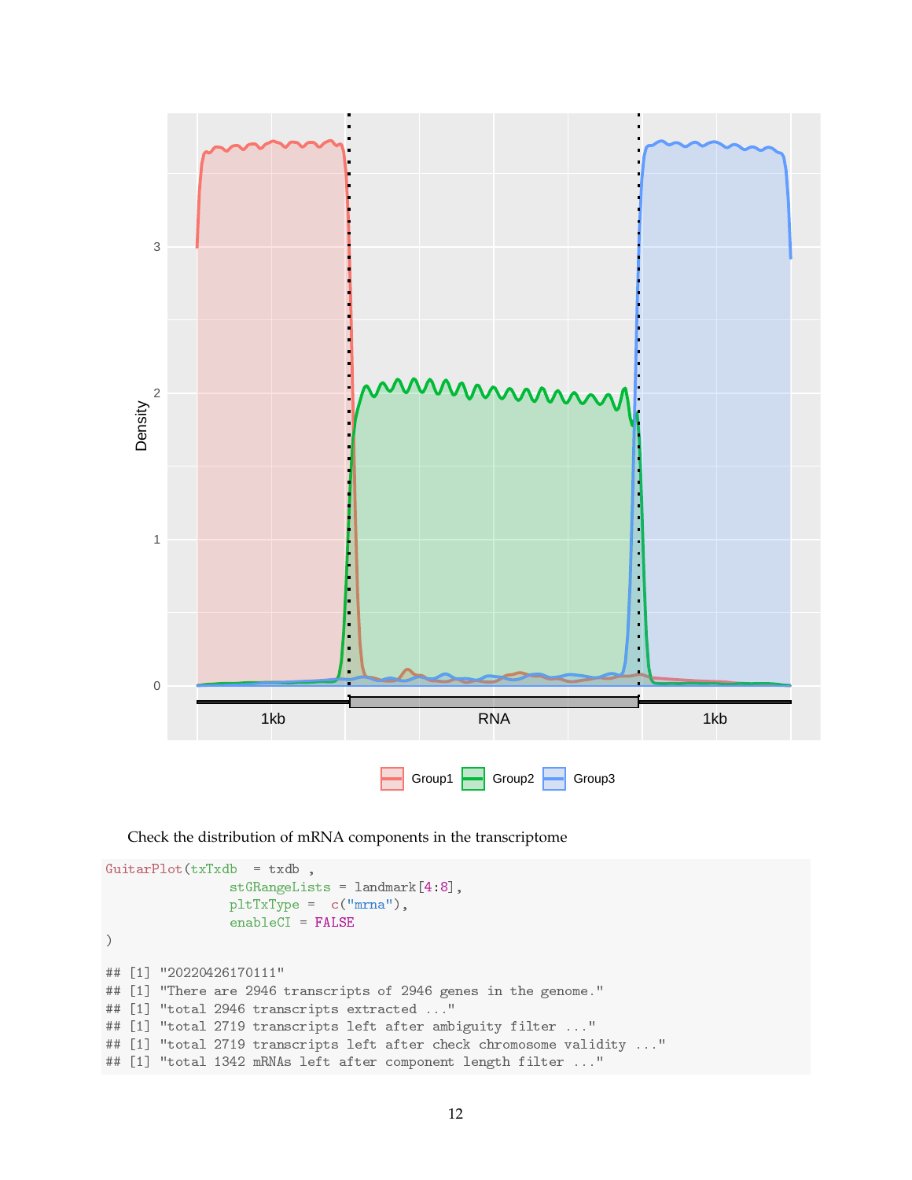Check the distribution of mRNA components in the transcriptome

```
GuitarPlot(txTxdb  = txdb ,
              stGRangeLists = landmark[4:8],
              pltTxType =  c("mrna"),
              enableCI = FALSE
)

## [1] "20220426170111"
## [1] "There are 2946 transcripts of 2946 genes in the genome."
## [1] "total 2946 transcripts extracted ..."
## [1] "total 2719 transcripts left after ambiguity filter ..."
## [1] "total 2719 transcripts left after check chromosome validity ..."
## [1] "total 1342 mRNAs left after component length filter ..."
```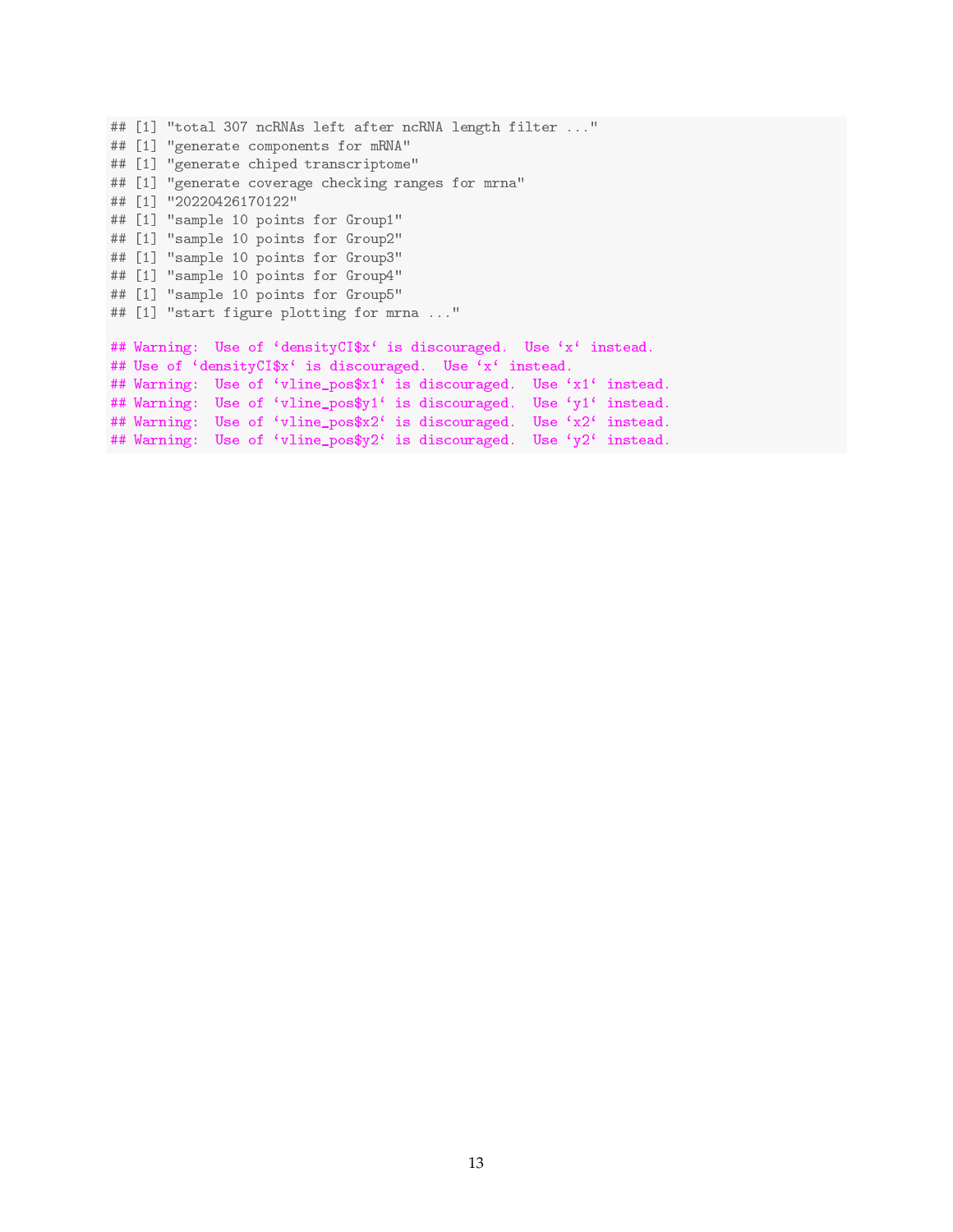```
## [1] "total 307 ncRNAs left after ncRNA length filter ..."
## [1] "generate components for mRNA"
## [1] "generate chiped transcriptome"
## [1] "generate coverage checking ranges for mrna"
## [1] "20220426170122"
## [1] "sample 10 points for Group1"
## [1] "sample 10 points for Group2"
## [1] "sample 10 points for Group3"
## [1] "sample 10 points for Group4"
## [1] "sample 10 points for Group5"
## [1] "start figure plotting for mrna ..."
```

```
## Warning:  Use of `densityCI$x` is discouraged.  Use `x` instead.
## Use of `densityCI$x` is discouraged.  Use `x` instead.
## Warning:  Use of `vline_pos$x1` is discouraged.  Use `x1` instead.
## Warning:  Use of `vline_pos$y1` is discouraged.  Use `y1` instead.
## Warning:  Use of `vline_pos$x2` is discouraged.  Use `x2` instead.
## Warning:  Use of `vline_pos$y2` is discouraged.  Use `y2` instead.
```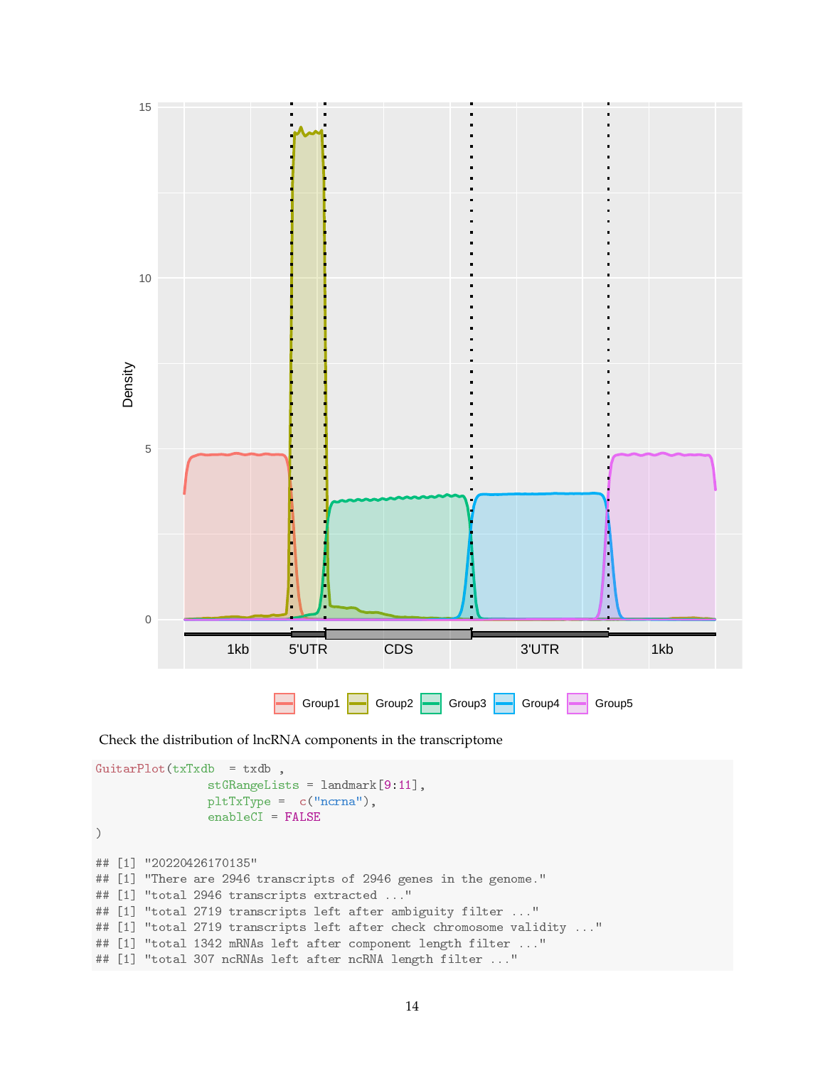Check the distribution of lncRNA components in the transcriptome

```
GuitarPlot(txTxdb  = txdb ,
               stGRangeLists = landmark[9:11],
               pltTxType =  c("ncrna"),
               enableCI = FALSE
)

## [1] "20220426170135"
## [1] "There are 2946 transcripts of 2946 genes in the genome."
## [1] "total 2946 transcripts extracted ..."
## [1] "total 2719 transcripts left after ambiguity filter ..."
## [1] "total 2719 transcripts left after check chromosome validity ..."
## [1] "total 1342 mRNAs left after component length filter ..."
## [1] "total 307 ncRNAs left after ncRNA length filter ..."
```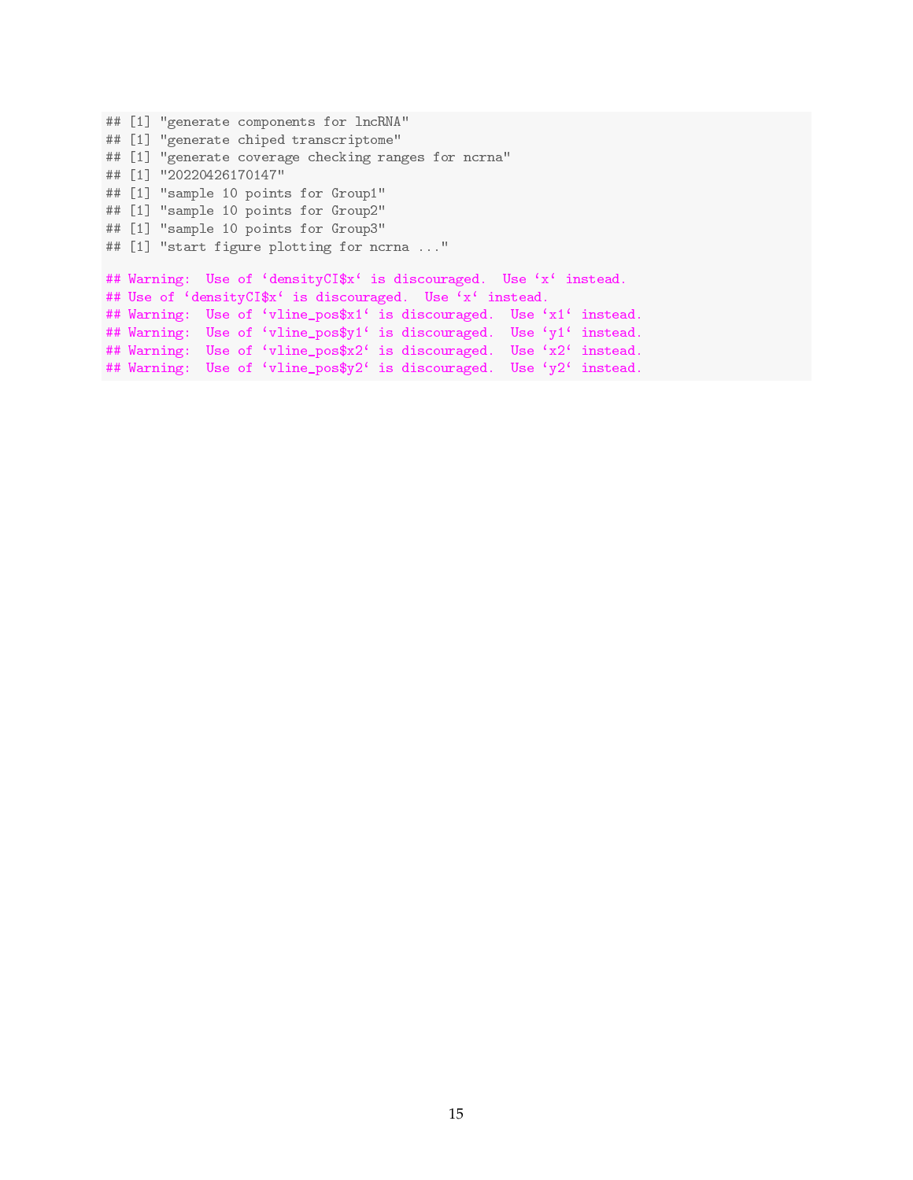```
## [1] "generate components for lncRNA"
## [1] "generate chiped transcriptome"
## [1] "generate coverage checking ranges for ncrna"
## [1] "20220426170147"
## [1] "sample 10 points for Group1"
## [1] "sample 10 points for Group2"
## [1] "sample 10 points for Group3"
## [1] "start figure plotting for ncrna ..."

## Warning:  Use of `densityCI$x` is discouraged.  Use `x` instead.
## Use of `densityCI$x` is discouraged.  Use `x` instead.
## Warning:  Use of `vline_pos$x1` is discouraged.  Use `x1` instead.
## Warning:  Use of `vline_pos$y1` is discouraged.  Use `y1` instead.
## Warning:  Use of `vline_pos$x2` is discouraged.  Use `x2` instead.
## Warning:  Use of `vline_pos$y2` is discouraged.  Use `y2` instead.
```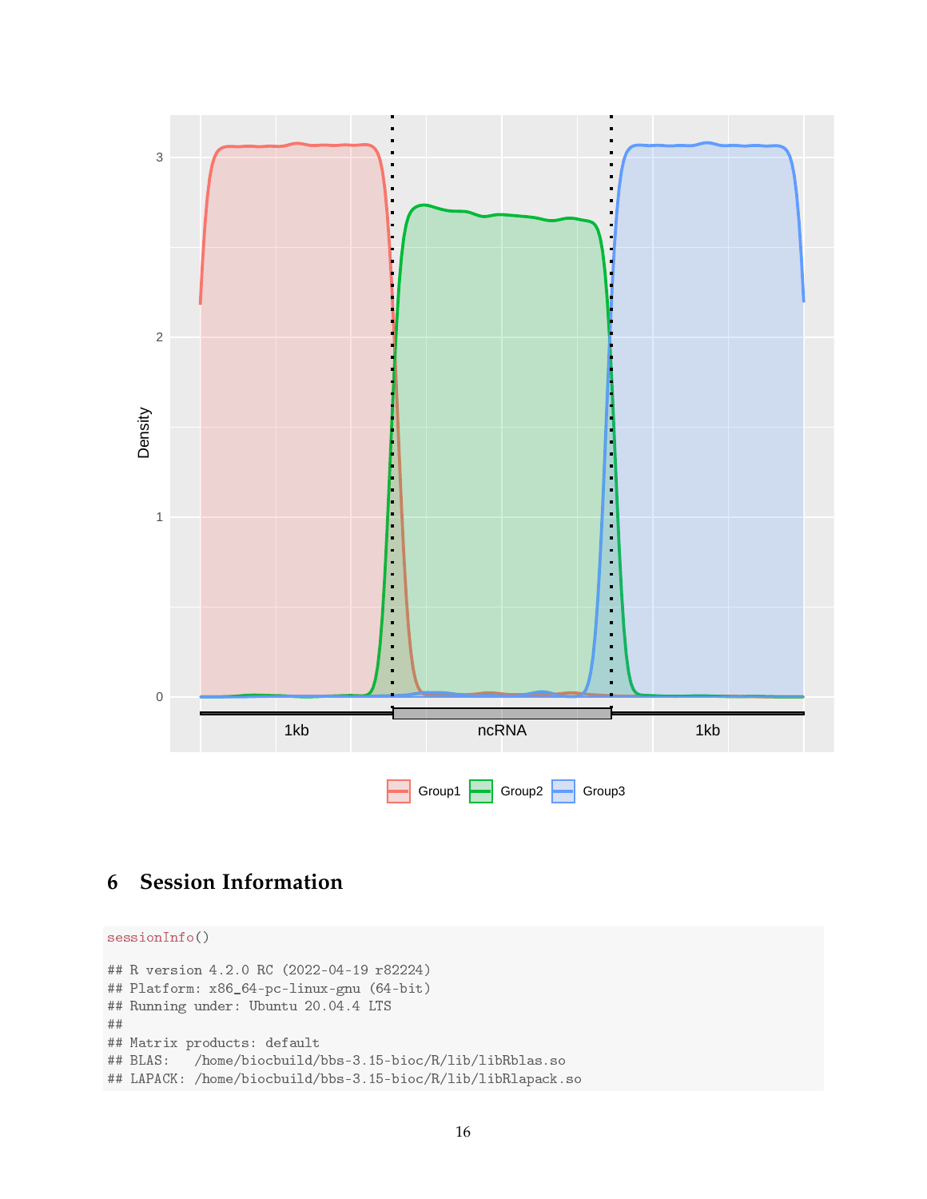## 6 Session Information

```
sessionInfo()

## R version 4.2.0 RC (2022-04-19 r82224)
## Platform: x86_64-pc-linux-gnu (64-bit)
## Running under: Ubuntu 20.04.4 LTS
##
## Matrix products: default
## BLAS:   /home/biocbuild/bbs-3.15-bioc/R/lib/libRblas.so
## LAPACK: /home/biocbuild/bbs-3.15-bioc/R/lib/libRlapack.so
```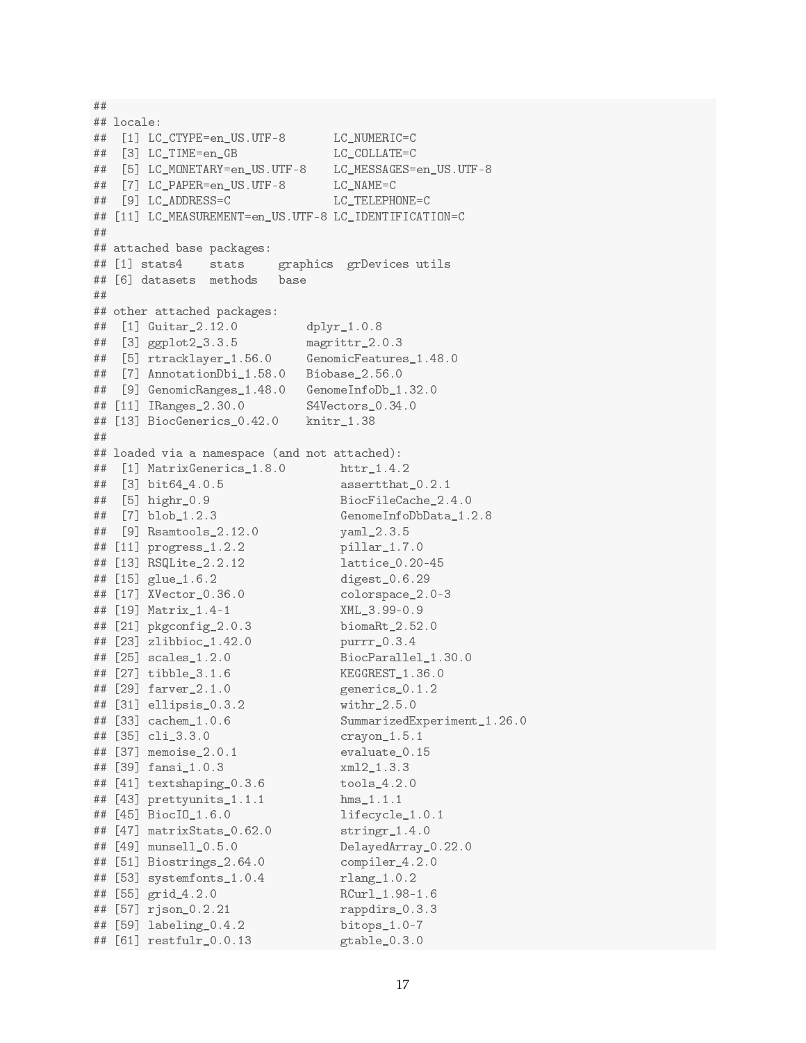```
##
## locale:
##  [1] LC_CTYPE=en_US.UTF-8       LC_NUMERIC=C
##  [3] LC_TIME=en_GB              LC_COLLATE=C
##  [5] LC_MONETARY=en_US.UTF-8    LC_MESSAGES=en_US.UTF-8
##  [7] LC_PAPER=en_US.UTF-8       LC_NAME=C
##  [9] LC_ADDRESS=C               LC_TELEPHONE=C
## [11] LC_MEASUREMENT=en_US.UTF-8 LC_IDENTIFICATION=C
##
## attached base packages:
## [1] stats4    stats     graphics  grDevices utils
## [6] datasets  methods   base
##
## other attached packages:
##  [1] Guitar_2.12.0          dplyr_1.0.8
##  [3] ggplot2_3.3.5          magrittr_2.0.3
##  [5] rtracklayer_1.56.0     GenomicFeatures_1.48.0
##  [7] AnnotationDbi_1.58.0   Biobase_2.56.0
##  [9] GenomicRanges_1.48.0   GenomeInfoDb_1.32.0
## [11] IRanges_2.30.0         S4Vectors_0.34.0
## [13] BiocGenerics_0.42.0    knitr_1.38
##
## loaded via a namespace (and not attached):
##  [1] MatrixGenerics_1.8.0        httr_1.4.2
##  [3] bit64_4.0.5                 assertthat_0.2.1
##  [5] highr_0.9                   BiocFileCache_2.4.0
##  [7] blob_1.2.3                  GenomeInfoDbData_1.2.8
##  [9] Rsamtools_2.12.0            yaml_2.3.5
## [11] progress_1.2.2              pillar_1.7.0
## [13] RSQLite_2.2.12              lattice_0.20-45
## [15] glue_1.6.2                  digest_0.6.29
## [17] XVector_0.36.0              colorspace_2.0-3
## [19] Matrix_1.4-1                XML_3.99-0.9
## [21] pkgconfig_2.0.3             biomaRt_2.52.0
## [23] zlibbioc_1.42.0             purrr_0.3.4
## [25] scales_1.2.0                BiocParallel_1.30.0
## [27] tibble_3.1.6                KEGGREST_1.36.0
## [29] farver_2.1.0                generics_0.1.2
## [31] ellipsis_0.3.2              withr_2.5.0
## [33] cachem_1.0.6                SummarizedExperiment_1.26.0
## [35] cli_3.3.0                   crayon_1.5.1
## [37] memoise_2.0.1               evaluate_0.15
## [39] fansi_1.0.3                 xml2_1.3.3
## [41] textshaping_0.3.6           tools_4.2.0
## [43] prettyunits_1.1.1           hms_1.1.1
## [45] BiocIO_1.6.0                lifecycle_1.0.1
## [47] matrixStats_0.62.0          stringr_1.4.0
## [49] munsell_0.5.0               DelayedArray_0.22.0
## [51] Biostrings_2.64.0           compiler_4.2.0
## [53] systemfonts_1.0.4           rlang_1.0.2
## [55] grid_4.2.0                  RCurl_1.98-1.6
## [57] rjson_0.2.21                rappdirs_0.3.3
## [59] labeling_0.4.2              bitops_1.0-7
## [61] restfulr_0.0.13             gtable_0.3.0
```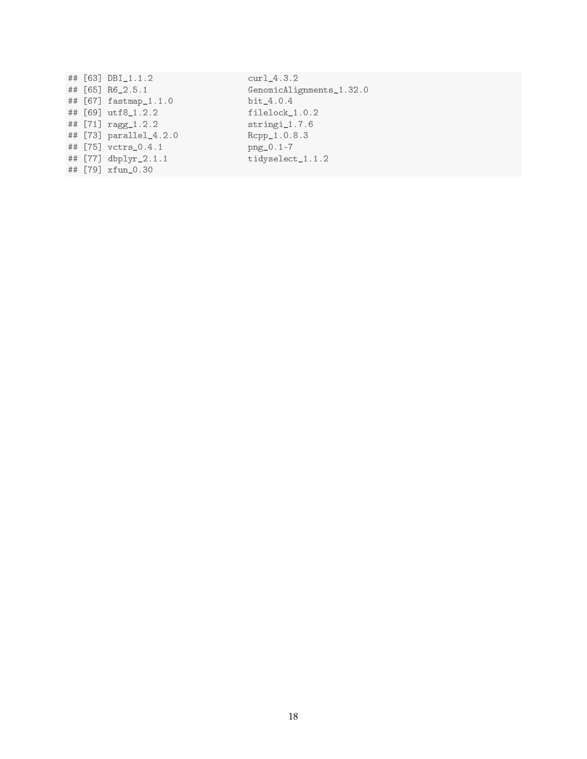```
## [63] DBI_1.1.2                   curl_4.3.2
## [65] R6_2.5.1                    GenomicAlignments_1.32.0
## [67] fastmap_1.1.0               bit_4.0.4
## [69] utf8_1.2.2                  filelock_1.0.2
## [71] ragg_1.2.2                  stringi_1.7.6
## [73] parallel_4.2.0              Rcpp_1.0.8.3
## [75] vctrs_0.4.1                 png_0.1-7
## [77] dbplyr_2.1.1                tidyselect_1.1.2
## [79] xfun_0.30
```